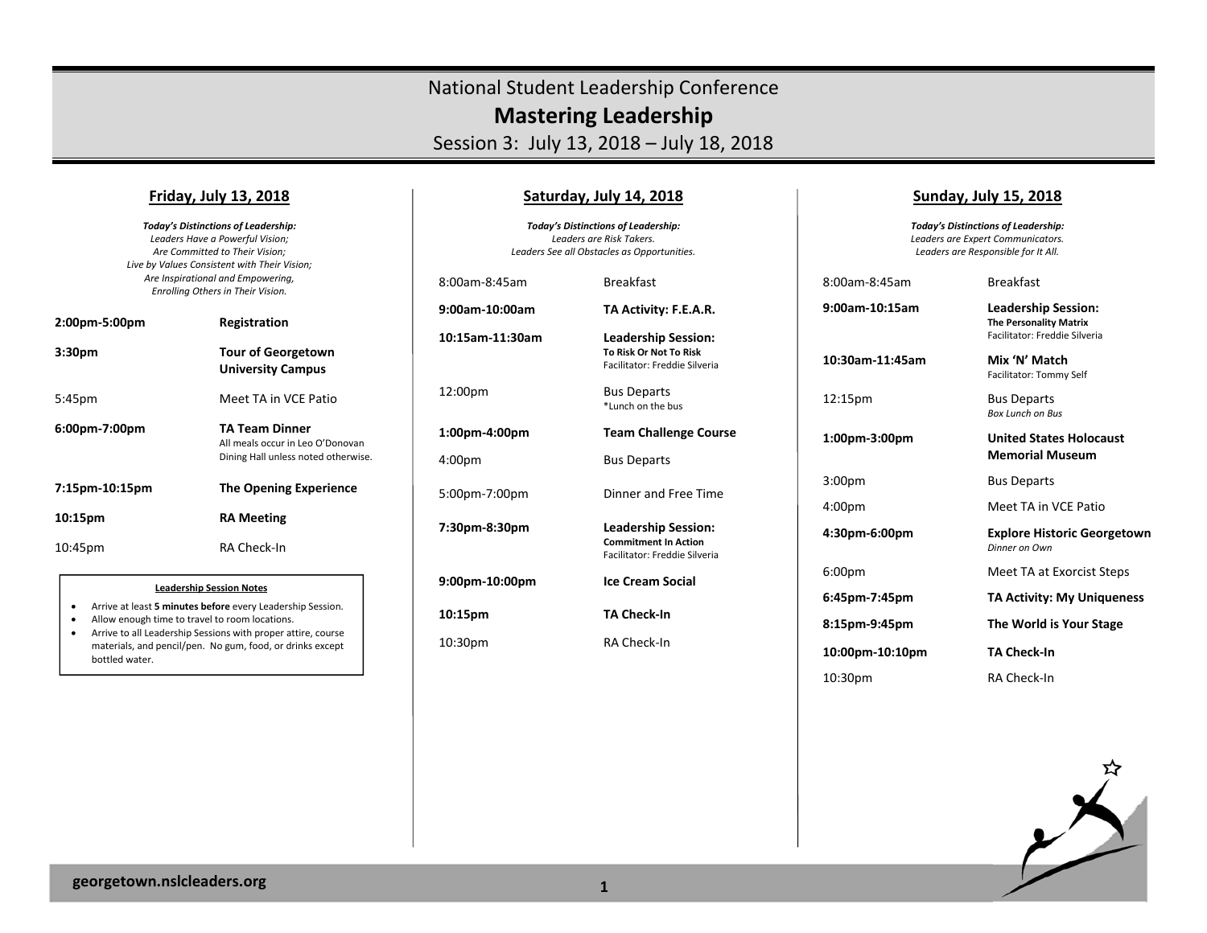# National Student Leadership Conference

## Mastering Leadership

Session 3: July 13, 2018 – July 18, 2018

### Friday, July 13, 2018

***Today's Distinctions of Leadership:***
*Leaders Have a Powerful Vision;*
*Are Committed to Their Vision;*
*Live by Values Consistent with Their Vision;*
*Are Inspirational and Empowering,*
*Enrolling Others in Their Vision.*

| Time | Activity |
|---|---|
| **2:00pm-5:00pm** | **Registration** |
| **3:30pm** | **Tour of Georgetown University Campus** |
| 5:45pm | Meet TA in VCE Patio |
| **6:00pm-7:00pm** | **TA Team Dinner**<br>All meals occur in Leo O'Donovan Dining Hall unless noted otherwise. |
| **7:15pm-10:15pm** | **The Opening Experience** |
| **10:15pm** | **RA Meeting** |
| 10:45pm | RA Check-In |

**Leadership Session Notes**

- Arrive at least **5 minutes before** every Leadership Session.
- Allow enough time to travel to room locations.
- Arrive to all Leadership Sessions with proper attire, course materials, and pencil/pen. No gum, food, or drinks except bottled water.

### Saturday, July 14, 2018

***Today's Distinctions of Leadership:***
*Leaders are Risk Takers.*
*Leaders See all Obstacles as Opportunities.*

| Time | Activity |
|---|---|
| 8:00am-8:45am | Breakfast |
| **9:00am-10:00am** | **TA Activity: F.E.A.R.** |
| **10:15am-11:30am** | **Leadership Session:**<br>**To Risk Or Not To Risk**<br>Facilitator: Freddie Silveria |
| 12:00pm | Bus Departs<br>*Lunch on the bus |
| **1:00pm-4:00pm** | **Team Challenge Course** |
| 4:00pm | Bus Departs |
| 5:00pm-7:00pm | Dinner and Free Time |
| **7:30pm-8:30pm** | **Leadership Session:**<br>**Commitment In Action**<br>Facilitator: Freddie Silveria |
| **9:00pm-10:00pm** | **Ice Cream Social** |
| **10:15pm** | **TA Check-In** |
| 10:30pm | RA Check-In |

### Sunday, July 15, 2018

***Today's Distinctions of Leadership:***
*Leaders are Expert Communicators.*
*Leaders are Responsible for It All.*

| Time | Activity |
|---|---|
| 8:00am-8:45am | Breakfast |
| **9:00am-10:15am** | **Leadership Session:**<br>**The Personality Matrix**<br>Facilitator: Freddie Silveria |
| **10:30am-11:45am** | **Mix 'N' Match**<br>Facilitator: Tommy Self |
| 12:15pm | Bus Departs<br>*Box Lunch on Bus* |
| **1:00pm-3:00pm** | **United States Holocaust Memorial Museum** |
| 3:00pm | Bus Departs |
| 4:00pm | Meet TA in VCE Patio |
| **4:30pm-6:00pm** | **Explore Historic Georgetown**<br>*Dinner on Own* |
| 6:00pm | Meet TA at Exorcist Steps |
| **6:45pm-7:45pm** | **TA Activity: My Uniqueness** |
| **8:15pm-9:45pm** | **The World is Your Stage** |
| **10:00pm-10:10pm** | **TA Check-In** |
| 10:30pm | RA Check-In |

georgetown.nslcleaders.org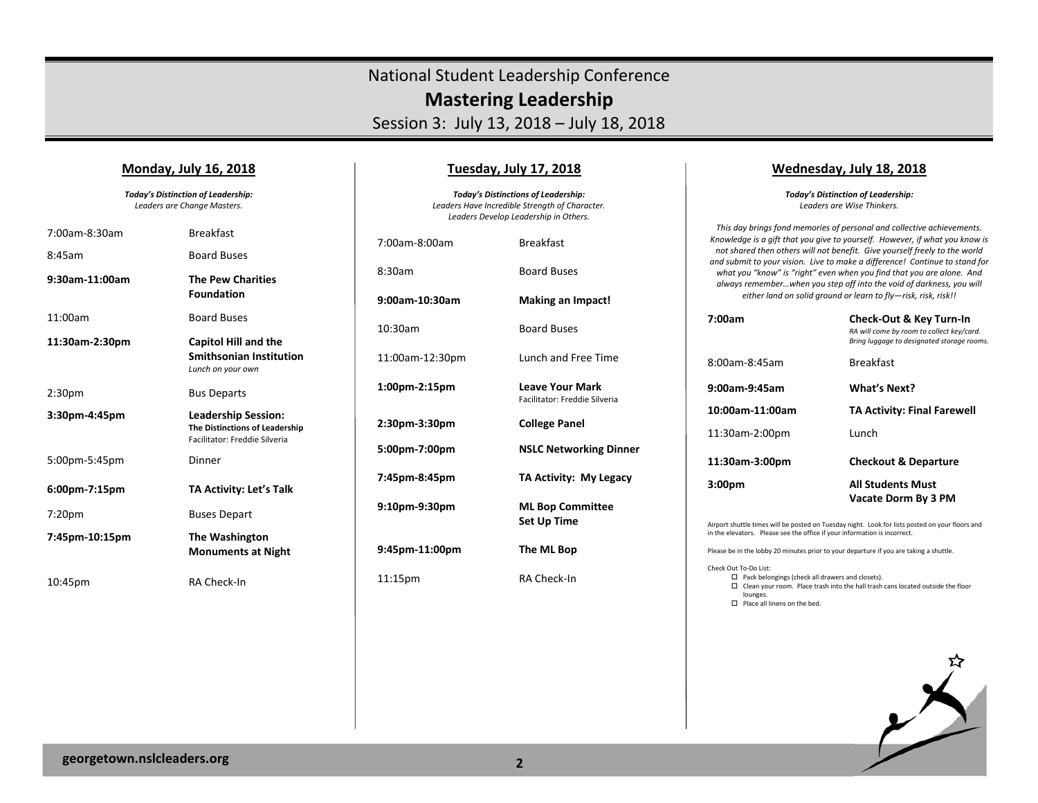# National Student Leadership Conference

## Mastering Leadership

Session 3: July 13, 2018 – July 18, 2018

### Monday, July 16, 2018

***Today's Distinction of Leadership:***
*Leaders are Change Masters.*

| | |
|---|---|
| 7:00am-8:30am | Breakfast |
| 8:45am | Board Buses |
| **9:30am-11:00am** | **The Pew Charities Foundation** |
| 11:00am | Board Buses |
| **11:30am-2:30pm** | **Capitol Hill and the Smithsonian Institution** *Lunch on your own* |
| 2:30pm | Bus Departs |
| **3:30pm-4:45pm** | **Leadership Session: The Distinctions of Leadership** Facilitator: Freddie Silveria |
| 5:00pm-5:45pm | Dinner |
| **6:00pm-7:15pm** | **TA Activity: Let's Talk** |
| 7:20pm | Buses Depart |
| **7:45pm-10:15pm** | **The Washington Monuments at Night** |
| 10:45pm | RA Check-In |

### Tuesday, July 17, 2018

***Today's Distinctions of Leadership:***
*Leaders Have Incredible Strength of Character.*
*Leaders Develop Leadership in Others.*

| | |
|---|---|
| 7:00am-8:00am | Breakfast |
| 8:30am | Board Buses |
| **9:00am-10:30am** | **Making an Impact!** |
| 10:30am | Board Buses |
| 11:00am-12:30pm | Lunch and Free Time |
| **1:00pm-2:15pm** | **Leave Your Mark** Facilitator: Freddie Silveria |
| **2:30pm-3:30pm** | **College Panel** |
| **5:00pm-7:00pm** | **NSLC Networking Dinner** |
| **7:45pm-8:45pm** | **TA Activity: My Legacy** |
| **9:10pm-9:30pm** | **ML Bop Committee Set Up Time** |
| **9:45pm-11:00pm** | **The ML Bop** |
| 11:15pm | RA Check-In |

### Wednesday, July 18, 2018

***Today's Distinction of Leadership:***
*Leaders are Wise Thinkers.*

*This day brings fond memories of personal and collective achievements. Knowledge is a gift that you give to yourself. However, if what you know is not shared then others will not benefit. Give yourself freely to the world and submit to your vision. Live to make a difference! Continue to stand for what you "know" is "right" even when you find that you are alone. And always remember…when you step off into the void of darkness, you will either land on solid ground or learn to fly—risk, risk, risk!!*

| | |
|---|---|
| **7:00am** | **Check-Out & Key Turn-In** *RA will come by room to collect key/card. Bring luggage to designated storage rooms.* |
| 8:00am-8:45am | Breakfast |
| **9:00am-9:45am** | **What's Next?** |
| **10:00am-11:00am** | **TA Activity: Final Farewell** |
| 11:30am-2:00pm | Lunch |
| **11:30am-3:00pm** | **Checkout & Departure** |
| **3:00pm** | **All Students Must Vacate Dorm By 3 PM** |

Airport shuttle times will be posted on Tuesday night. Look for lists posted on your floors and in the elevators. Please see the office if your information is incorrect.

Please be in the lobby 20 minutes prior to your departure if you are taking a shuttle.

Check Out To-Do List:

- ☐ Pack belongings (check all drawers and closets).
- ☐ Clean your room. Place trash into the hall trash cans located outside the floor lounges.
- ☐ Place all linens on the bed.

georgetown.nslcleaders.org